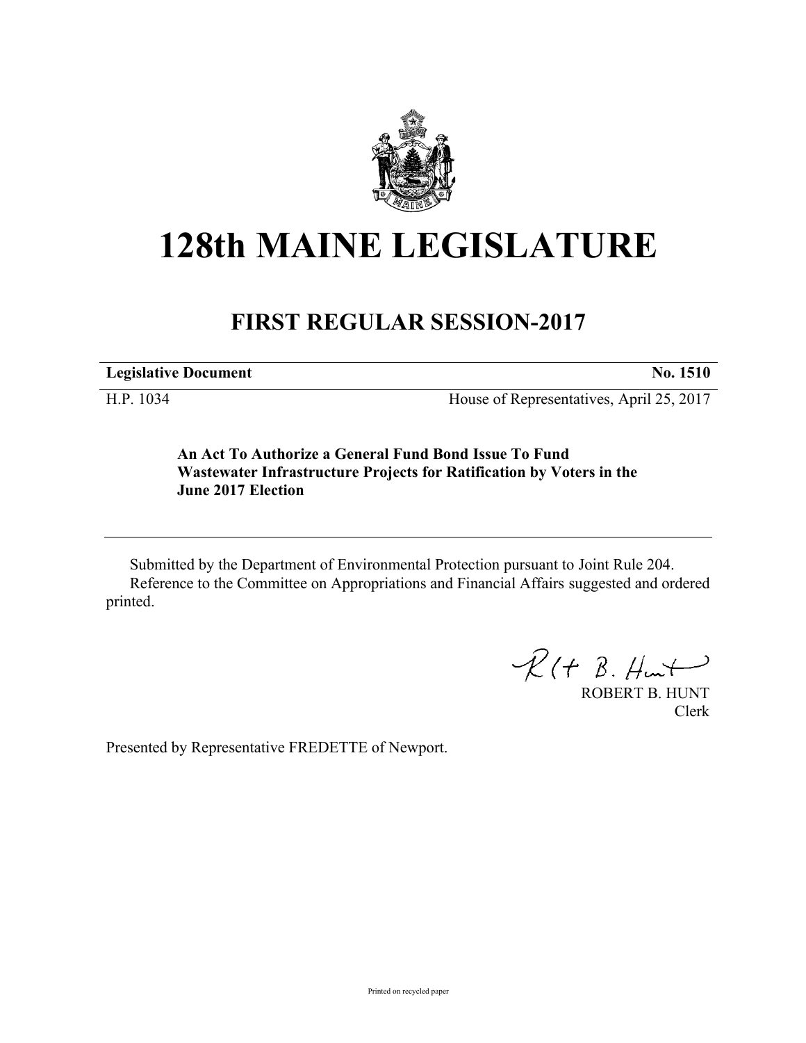# 128th MAINE LEGISLATURE

## FIRST REGULAR SESSION-2017

**Legislative Document** **No. 1510**

H.P. 1034 House of Representatives, April 25, 2017

**An Act To Authorize a General Fund Bond Issue To Fund Wastewater Infrastructure Projects for Ratification by Voters in the June 2017 Election**

Submitted by the Department of Environmental Protection pursuant to Joint Rule 204.

Reference to the Committee on Appropriations and Financial Affairs suggested and ordered printed.

ROBERT B. HUNT
Clerk

Presented by Representative FREDETTE of Newport.

Printed on recycled paper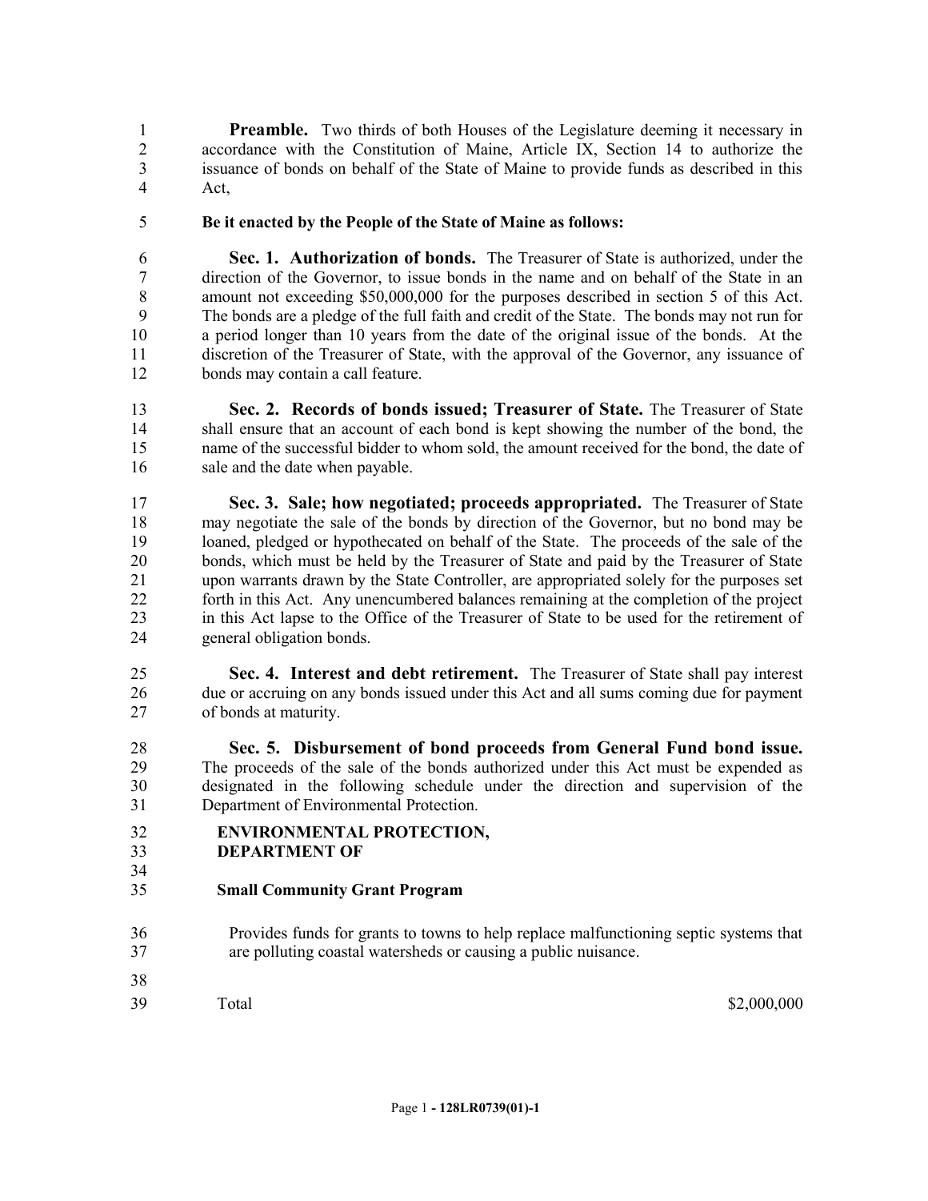**Preamble.** Two thirds of both Houses of the Legislature deeming it necessary in accordance with the Constitution of Maine, Article IX, Section 14 to authorize the issuance of bonds on behalf of the State of Maine to provide funds as described in this Act,

**Be it enacted by the People of the State of Maine as follows:**

**Sec. 1. Authorization of bonds.** The Treasurer of State is authorized, under the direction of the Governor, to issue bonds in the name and on behalf of the State in an amount not exceeding $50,000,000 for the purposes described in section 5 of this Act. The bonds are a pledge of the full faith and credit of the State. The bonds may not run for a period longer than 10 years from the date of the original issue of the bonds. At the discretion of the Treasurer of State, with the approval of the Governor, any issuance of bonds may contain a call feature.

**Sec. 2. Records of bonds issued; Treasurer of State.** The Treasurer of State shall ensure that an account of each bond is kept showing the number of the bond, the name of the successful bidder to whom sold, the amount received for the bond, the date of sale and the date when payable.

**Sec. 3. Sale; how negotiated; proceeds appropriated.** The Treasurer of State may negotiate the sale of the bonds by direction of the Governor, but no bond may be loaned, pledged or hypothecated on behalf of the State. The proceeds of the sale of the bonds, which must be held by the Treasurer of State and paid by the Treasurer of State upon warrants drawn by the State Controller, are appropriated solely for the purposes set forth in this Act. Any unencumbered balances remaining at the completion of the project in this Act lapse to the Office of the Treasurer of State to be used for the retirement of general obligation bonds.

**Sec. 4. Interest and debt retirement.** The Treasurer of State shall pay interest due or accruing on any bonds issued under this Act and all sums coming due for payment of bonds at maturity.

**Sec. 5. Disbursement of bond proceeds from General Fund bond issue.** The proceeds of the sale of the bonds authorized under this Act must be expended as designated in the following schedule under the direction and supervision of the Department of Environmental Protection.

**ENVIRONMENTAL PROTECTION, DEPARTMENT OF**

**Small Community Grant Program**

Provides funds for grants to towns to help replace malfunctioning septic systems that are polluting coastal watersheds or causing a public nuisance.

| | |
|---|---|
| Total | $2,000,000 |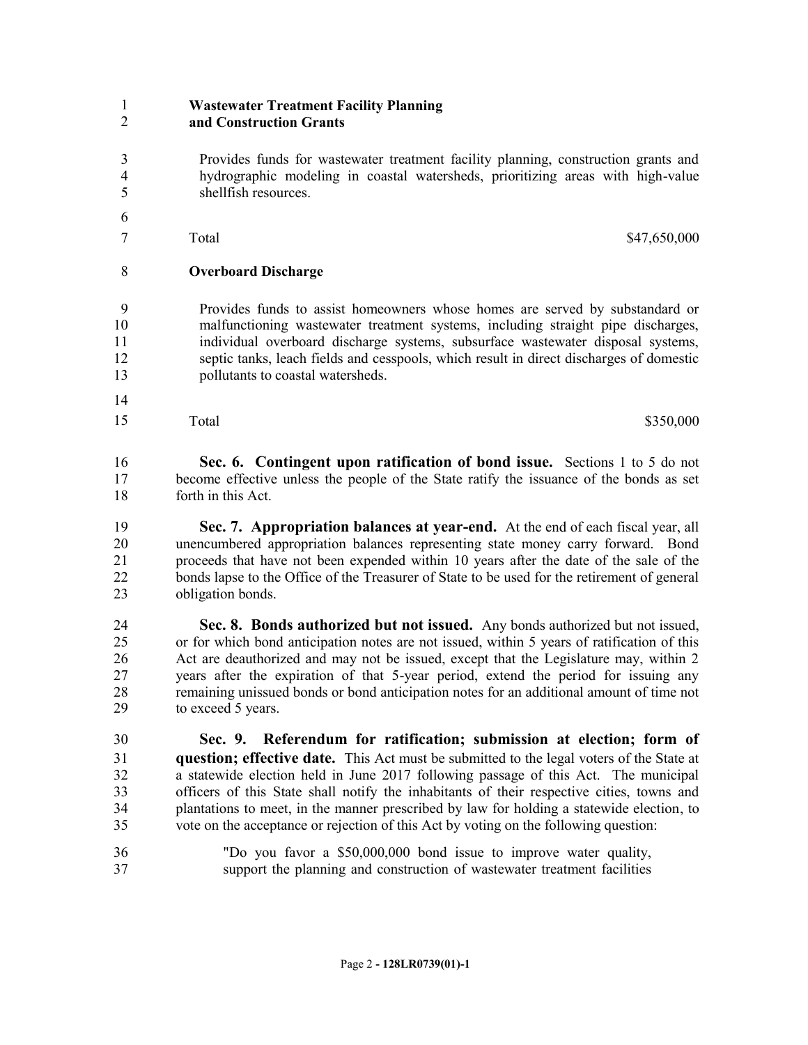**Wastewater Treatment Facility Planning and Construction Grants**

Provides funds for wastewater treatment facility planning, construction grants and hydrographic modeling in coastal watersheds, prioritizing areas with high-value shellfish resources.

| | |
|---|---|
| Total | $47,650,000 |

**Overboard Discharge**

Provides funds to assist homeowners whose homes are served by substandard or malfunctioning wastewater treatment systems, including straight pipe discharges, individual overboard discharge systems, subsurface wastewater disposal systems, septic tanks, leach fields and cesspools, which result in direct discharges of domestic pollutants to coastal watersheds.

| | |
|---|---|
| Total | $350,000 |

**Sec. 6. Contingent upon ratification of bond issue.** Sections 1 to 5 do not become effective unless the people of the State ratify the issuance of the bonds as set forth in this Act.

**Sec. 7. Appropriation balances at year-end.** At the end of each fiscal year, all unencumbered appropriation balances representing state money carry forward. Bond proceeds that have not been expended within 10 years after the date of the sale of the bonds lapse to the Office of the Treasurer of State to be used for the retirement of general obligation bonds.

**Sec. 8. Bonds authorized but not issued.** Any bonds authorized but not issued, or for which bond anticipation notes are not issued, within 5 years of ratification of this Act are deauthorized and may not be issued, except that the Legislature may, within 2 years after the expiration of that 5-year period, extend the period for issuing any remaining unissued bonds or bond anticipation notes for an additional amount of time not to exceed 5 years.

**Sec. 9. Referendum for ratification; submission at election; form of question; effective date.** This Act must be submitted to the legal voters of the State at a statewide election held in June 2017 following passage of this Act. The municipal officers of this State shall notify the inhabitants of their respective cities, towns and plantations to meet, in the manner prescribed by law for holding a statewide election, to vote on the acceptance or rejection of this Act by voting on the following question:

"Do you favor a $50,000,000 bond issue to improve water quality, support the planning and construction of wastewater treatment facilities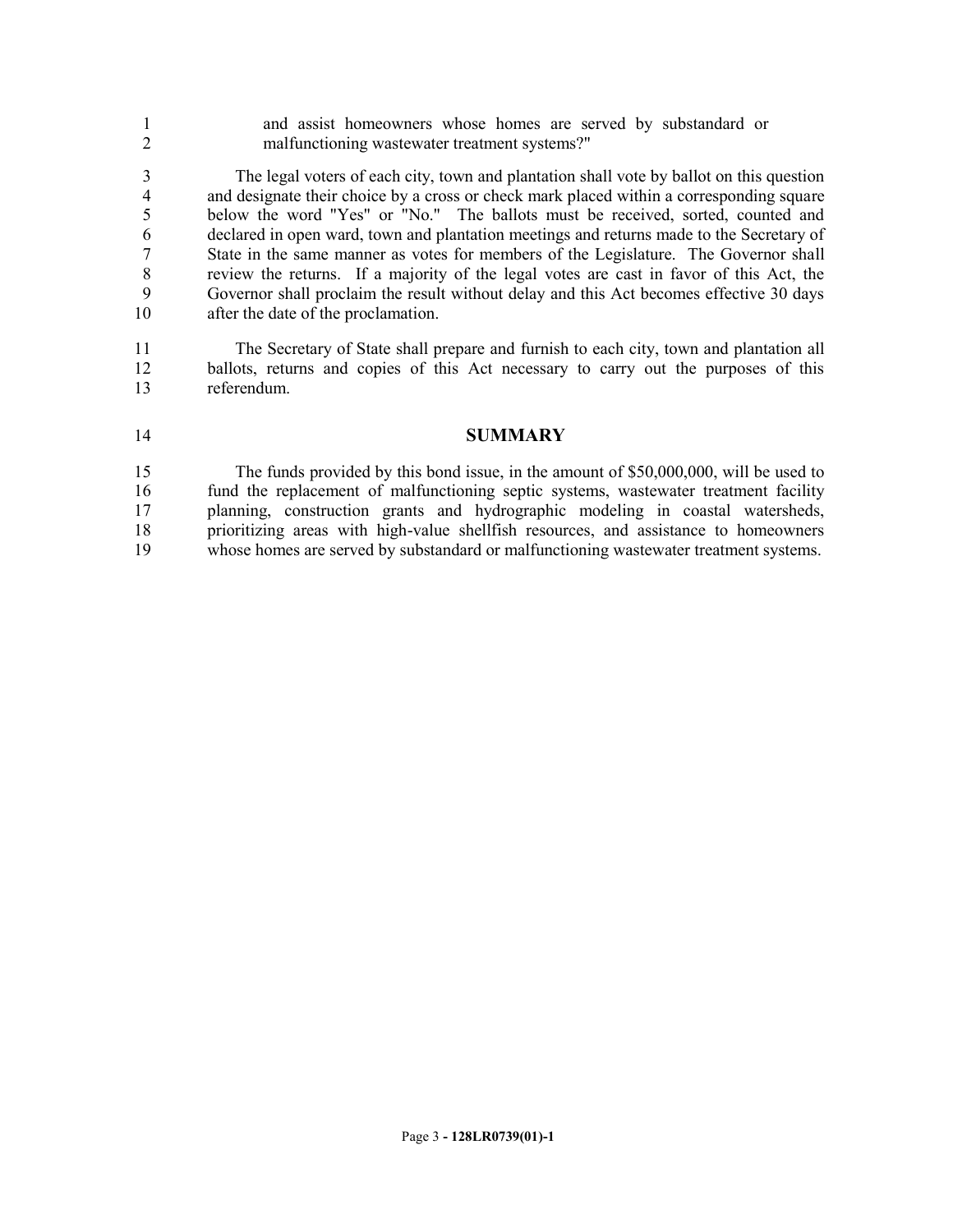and assist homeowners whose homes are served by substandard or malfunctioning wastewater treatment systems?"

The legal voters of each city, town and plantation shall vote by ballot on this question and designate their choice by a cross or check mark placed within a corresponding square below the word "Yes" or "No." The ballots must be received, sorted, counted and declared in open ward, town and plantation meetings and returns made to the Secretary of State in the same manner as votes for members of the Legislature. The Governor shall review the returns. If a majority of the legal votes are cast in favor of this Act, the Governor shall proclaim the result without delay and this Act becomes effective 30 days after the date of the proclamation.

The Secretary of State shall prepare and furnish to each city, town and plantation all ballots, returns and copies of this Act necessary to carry out the purposes of this referendum.

## SUMMARY

The funds provided by this bond issue, in the amount of $50,000,000, will be used to fund the replacement of malfunctioning septic systems, wastewater treatment facility planning, construction grants and hydrographic modeling in coastal watersheds, prioritizing areas with high-value shellfish resources, and assistance to homeowners whose homes are served by substandard or malfunctioning wastewater treatment systems.